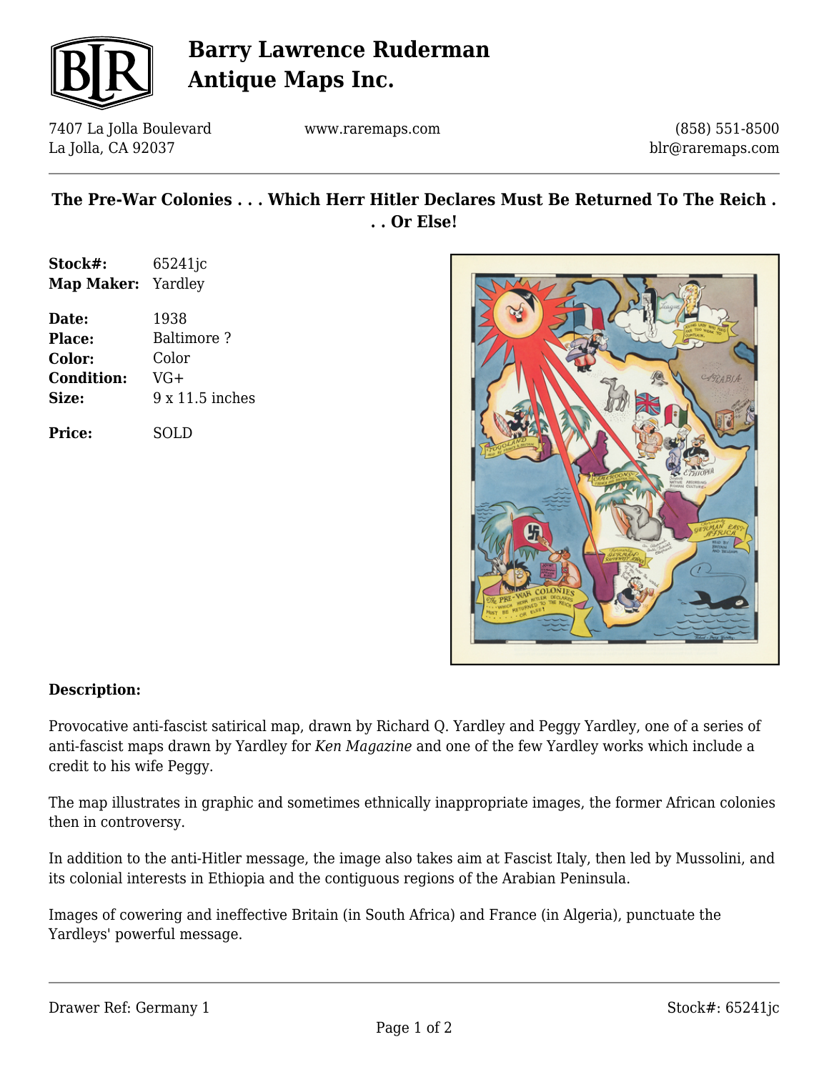# Barry Lawrence Ruderman Antique Maps Inc.

7407 La Jolla Boulevard
La Jolla, CA 92037

www.raremaps.com

(858) 551-8500
blr@raremaps.com

## The Pre-War Colonies . . . Which Herr Hitler Declares Must Be Returned To The Reich . . . Or Else!

**Stock#:** 65241jc
**Map Maker:** Yardley

**Date:** 1938
**Place:** Baltimore ?
**Color:** Color
**Condition:** VG+
**Size:** 9 x 11.5 inches

**Price:** SOLD

### Description:

Provocative anti-fascist satirical map, drawn by Richard Q. Yardley and Peggy Yardley, one of a series of anti-fascist maps drawn by Yardley for *Ken Magazine* and one of the few Yardley works which include a credit to his wife Peggy.

The map illustrates in graphic and sometimes ethnically inappropriate images, the former African colonies then in controversy.

In addition to the anti-Hitler message, the image also takes aim at Fascist Italy, then led by Mussolini, and its colonial interests in Ethiopia and the contiguous regions of the Arabian Peninsula.

Images of cowering and ineffective Britain (in South Africa) and France (in Algeria), punctuate the Yardleys' powerful message.

Drawer Ref: Germany 1

Stock#: 65241jc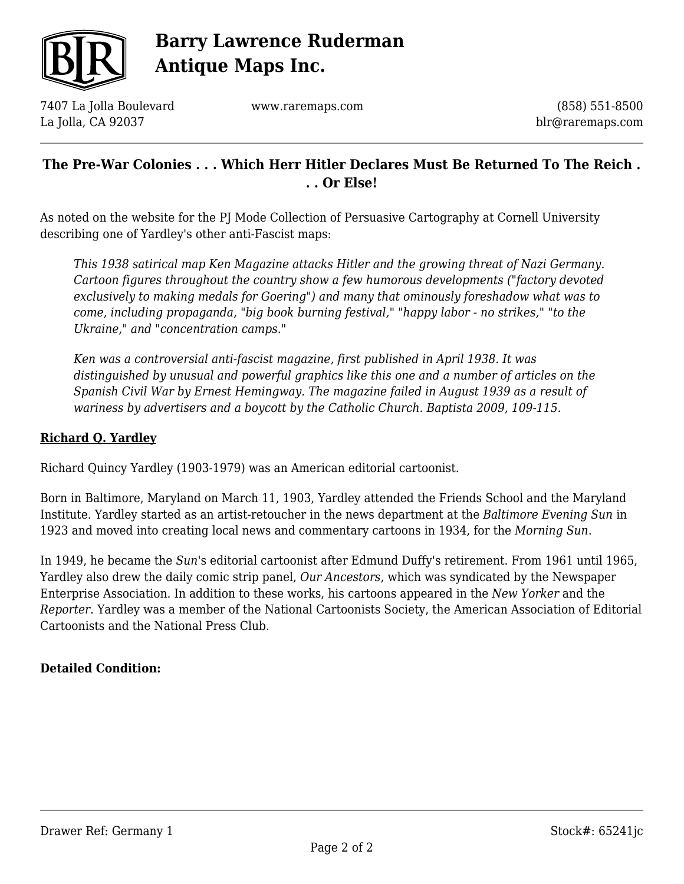## The Pre-War Colonies . . . Which Herr Hitler Declares Must Be Returned To The Reich . . . Or Else!

As noted on the website for the PJ Mode Collection of Persuasive Cartography at Cornell University describing one of Yardley's other anti-Fascist maps:

> *This 1938 satirical map Ken Magazine attacks Hitler and the growing threat of Nazi Germany. Cartoon figures throughout the country show a few humorous developments ("factory devoted exclusively to making medals for Goering") and many that ominously foreshadow what was to come, including propaganda, "big book burning festival," "happy labor - no strikes," "to the Ukraine," and "concentration camps."*
>
> *Ken was a controversial anti-fascist magazine, first published in April 1938. It was distinguished by unusual and powerful graphics like this one and a number of articles on the Spanish Civil War by Ernest Hemingway. The magazine failed in August 1939 as a result of wariness by advertisers and a boycott by the Catholic Church. Baptista 2009, 109-115.*

### Richard Q. Yardley

Richard Quincy Yardley (1903-1979) was an American editorial cartoonist.

Born in Baltimore, Maryland on March 11, 1903, Yardley attended the Friends School and the Maryland Institute. Yardley started as an artist-retoucher in the news department at the *Baltimore Evening Sun* in 1923 and moved into creating local news and commentary cartoons in 1934, for the *Morning Sun*.

In 1949, he became the *Sun*'s editorial cartoonist after Edmund Duffy's retirement. From 1961 until 1965, Yardley also drew the daily comic strip panel, *Our Ancestors,* which was syndicated by the Newspaper Enterprise Association. In addition to these works, his cartoons appeared in the *New Yorker* and the *Reporter*. Yardley was a member of the National Cartoonists Society, the American Association of Editorial Cartoonists and the National Press Club.

**Detailed Condition:**